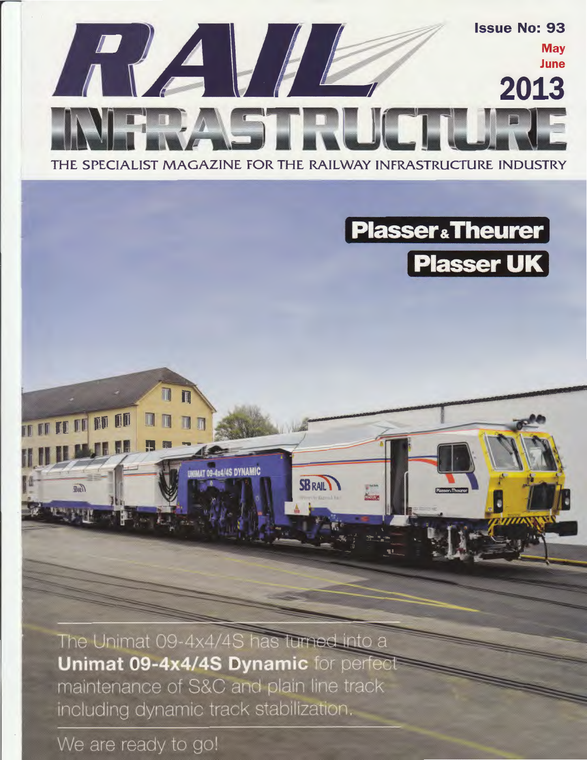# RAIL INFRASTRUCTURE

Issue No: 93

May
June

2013

THE SPECIALIST MAGAZINE FOR THE RAILWAY INFRASTRUCTURE INDUSTRY

**Plasser & Theurer**

**Plasser UK**

The Unimat 09-4x4/4S has turned into a **Unimat 09-4x4/4S Dynamic** for perfect maintenance of S&C and plain line track including dynamic track stabilization.

We are ready to go!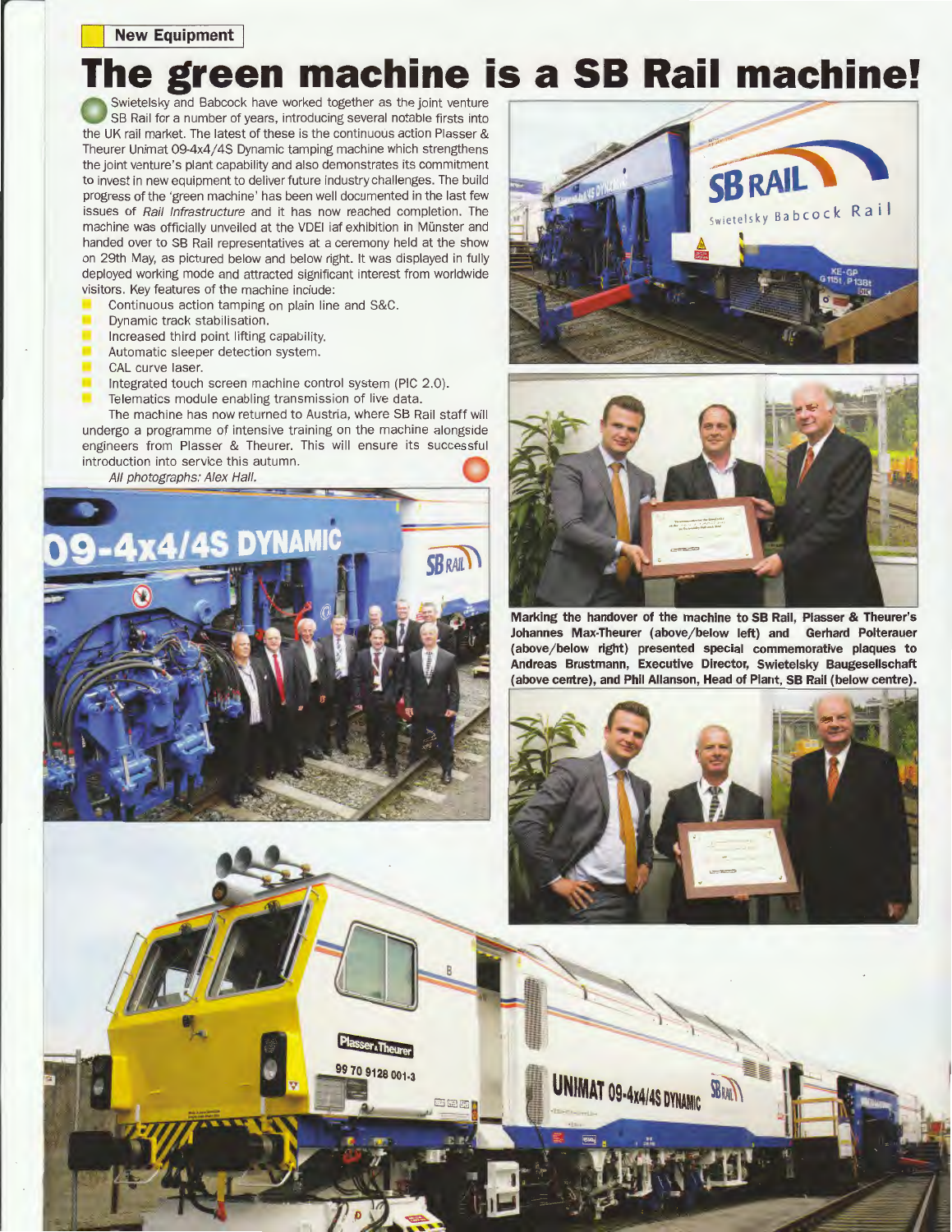New Equipment

# The green machine is a SB Rail machine!

Swietelsky and Babcock have worked together as the joint venture SB Rail for a number of years, introducing several notable firsts into the UK rail market. The latest of these is the continuous action Plasser & Theurer Unimat 09-4x4/4S Dynamic tamping machine which strengthens the joint venture's plant capability and also demonstrates its commitment to invest in new equipment to deliver future industry challenges. The build progress of the 'green machine' has been well documented in the last few issues of *Rail Infrastructure* and it has now reached completion. The machine was officially unveiled at the VDEI iaf exhibition in Münster and handed over to SB Rail representatives at a ceremony held at the show on 29th May, as pictured below and below right. It was displayed in fully deployed working mode and attracted significant interest from worldwide visitors. Key features of the machine include:

- Continuous action tamping on plain line and S&C.
- Dynamic track stabilisation.
- Increased third point lifting capability.
- Automatic sleeper detection system.
- CAL curve laser.
- Integrated touch screen machine control system (PIC 2.0).
- Telematics module enabling transmission of live data.

The machine has now returned to Austria, where SB Rail staff will undergo a programme of intensive training on the machine alongside engineers from Plasser & Theurer. This will ensure its successful introduction into service this autumn.

*All photographs: Alex Hall.*

Marking the handover of the machine to SB Rail, Plasser & Theurer's Johannes Max-Theurer (above/below left) and Gerhard Polterauer (above/below right) presented special commemorative plaques to Andreas Brustmann, Executive Director, Swietelsky Baugesellschaft (above centre), and Phil Allanson, Head of Plant, SB Rail (below centre).